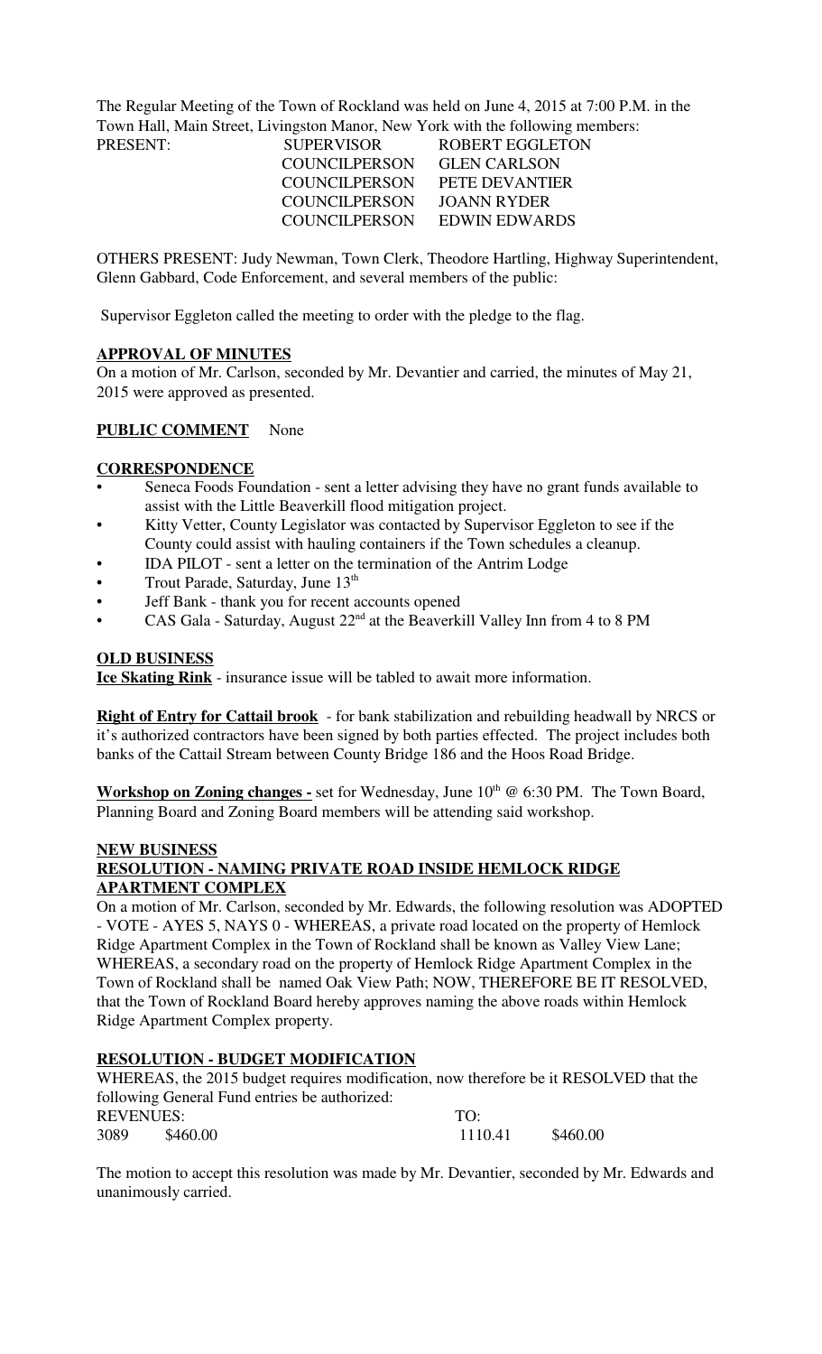The Regular Meeting of the Town of Rockland was held on June 4, 2015 at 7:00 P.M. in the Town Hall, Main Street, Livingston Manor, New York with the following members:

| PRESENT: | SUPERVISOR | ROBERT EGGLETON |
|---|---|---|
| | COUNCILPERSON | GLEN CARLSON |
| | COUNCILPERSON | PETE DEVANTIER |
| | COUNCILPERSON | JOANN RYDER |
| | COUNCILPERSON | EDWIN EDWARDS |

OTHERS PRESENT: Judy Newman, Town Clerk, Theodore Hartling, Highway Superintendent, Glenn Gabbard, Code Enforcement, and several members of the public:

Supervisor Eggleton called the meeting to order with the pledge to the flag.

**APPROVAL OF MINUTES**

On a motion of Mr. Carlson, seconded by Mr. Devantier and carried, the minutes of May 21, 2015 were approved as presented.

**PUBLIC COMMENT** None

**CORRESPONDENCE**

- Seneca Foods Foundation - sent a letter advising they have no grant funds available to assist with the Little Beaverkill flood mitigation project.
- Kitty Vetter, County Legislator was contacted by Supervisor Eggleton to see if the County could assist with hauling containers if the Town schedules a cleanup.
- IDA PILOT - sent a letter on the termination of the Antrim Lodge
- Trout Parade, Saturday, June 13th
- Jeff Bank - thank you for recent accounts opened
- CAS Gala - Saturday, August 22nd at the Beaverkill Valley Inn from 4 to 8 PM

**OLD BUSINESS**

**Ice Skating Rink** - insurance issue will be tabled to await more information.

**Right of Entry for Cattail brook** - for bank stabilization and rebuilding headwall by NRCS or it's authorized contractors have been signed by both parties effected. The project includes both banks of the Cattail Stream between County Bridge 186 and the Hoos Road Bridge.

**Workshop on Zoning changes -** set for Wednesday, June 10th @ 6:30 PM. The Town Board, Planning Board and Zoning Board members will be attending said workshop.

**NEW BUSINESS**

**RESOLUTION - NAMING PRIVATE ROAD INSIDE HEMLOCK RIDGE APARTMENT COMPLEX**

On a motion of Mr. Carlson, seconded by Mr. Edwards, the following resolution was ADOPTED - VOTE - AYES 5, NAYS 0 - WHEREAS, a private road located on the property of Hemlock Ridge Apartment Complex in the Town of Rockland shall be known as Valley View Lane; WHEREAS, a secondary road on the property of Hemlock Ridge Apartment Complex in the Town of Rockland shall be named Oak View Path; NOW, THEREFORE BE IT RESOLVED, that the Town of Rockland Board hereby approves naming the above roads within Hemlock Ridge Apartment Complex property.

**RESOLUTION - BUDGET MODIFICATION**

WHEREAS, the 2015 budget requires modification, now therefore be it RESOLVED that the following General Fund entries be authorized:

| REVENUES: | | TO: | |
|---|---|---|---|
| 3089 | $460.00 | 1110.41 | $460.00 |

The motion to accept this resolution was made by Mr. Devantier, seconded by Mr. Edwards and unanimously carried.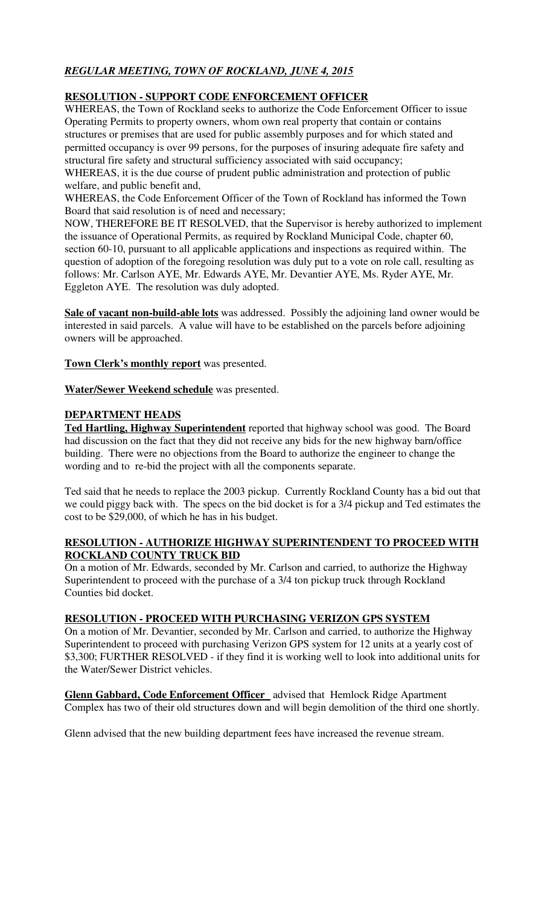***REGULAR MEETING, TOWN OF ROCKLAND, JUNE 4, 2015***

**RESOLUTION - SUPPORT CODE ENFORCEMENT OFFICER**

WHEREAS, the Town of Rockland seeks to authorize the Code Enforcement Officer to issue Operating Permits to property owners, whom own real property that contain or contains structures or premises that are used for public assembly purposes and for which stated and permitted occupancy is over 99 persons, for the purposes of insuring adequate fire safety and structural fire safety and structural sufficiency associated with said occupancy;

WHEREAS, it is the due course of prudent public administration and protection of public welfare, and public benefit and,

WHEREAS, the Code Enforcement Officer of the Town of Rockland has informed the Town Board that said resolution is of need and necessary;

NOW, THEREFORE BE IT RESOLVED, that the Supervisor is hereby authorized to implement the issuance of Operational Permits, as required by Rockland Municipal Code, chapter 60, section 60-10, pursuant to all applicable applications and inspections as required within. The question of adoption of the foregoing resolution was duly put to a vote on role call, resulting as follows: Mr. Carlson AYE, Mr. Edwards AYE, Mr. Devantier AYE, Ms. Ryder AYE, Mr. Eggleton AYE. The resolution was duly adopted.

**Sale of vacant non-build-able lots** was addressed. Possibly the adjoining land owner would be interested in said parcels. A value will have to be established on the parcels before adjoining owners will be approached.

**Town Clerk's monthly report** was presented.

**Water/Sewer Weekend schedule** was presented.

**DEPARTMENT HEADS**

**Ted Hartling, Highway Superintendent** reported that highway school was good. The Board had discussion on the fact that they did not receive any bids for the new highway barn/office building. There were no objections from the Board to authorize the engineer to change the wording and to re-bid the project with all the components separate.

Ted said that he needs to replace the 2003 pickup. Currently Rockland County has a bid out that we could piggy back with. The specs on the bid docket is for a 3/4 pickup and Ted estimates the cost to be $29,000, of which he has in his budget.

**RESOLUTION - AUTHORIZE HIGHWAY SUPERINTENDENT TO PROCEED WITH ROCKLAND COUNTY TRUCK BID**

On a motion of Mr. Edwards, seconded by Mr. Carlson and carried, to authorize the Highway Superintendent to proceed with the purchase of a 3/4 ton pickup truck through Rockland Counties bid docket.

**RESOLUTION - PROCEED WITH PURCHASING VERIZON GPS SYSTEM**

On a motion of Mr. Devantier, seconded by Mr. Carlson and carried, to authorize the Highway Superintendent to proceed with purchasing Verizon GPS system for 12 units at a yearly cost of $3,300; FURTHER RESOLVED - if they find it is working well to look into additional units for the Water/Sewer District vehicles.

**Glenn Gabbard, Code Enforcement Officer** advised that Hemlock Ridge Apartment Complex has two of their old structures down and will begin demolition of the third one shortly.

Glenn advised that the new building department fees have increased the revenue stream.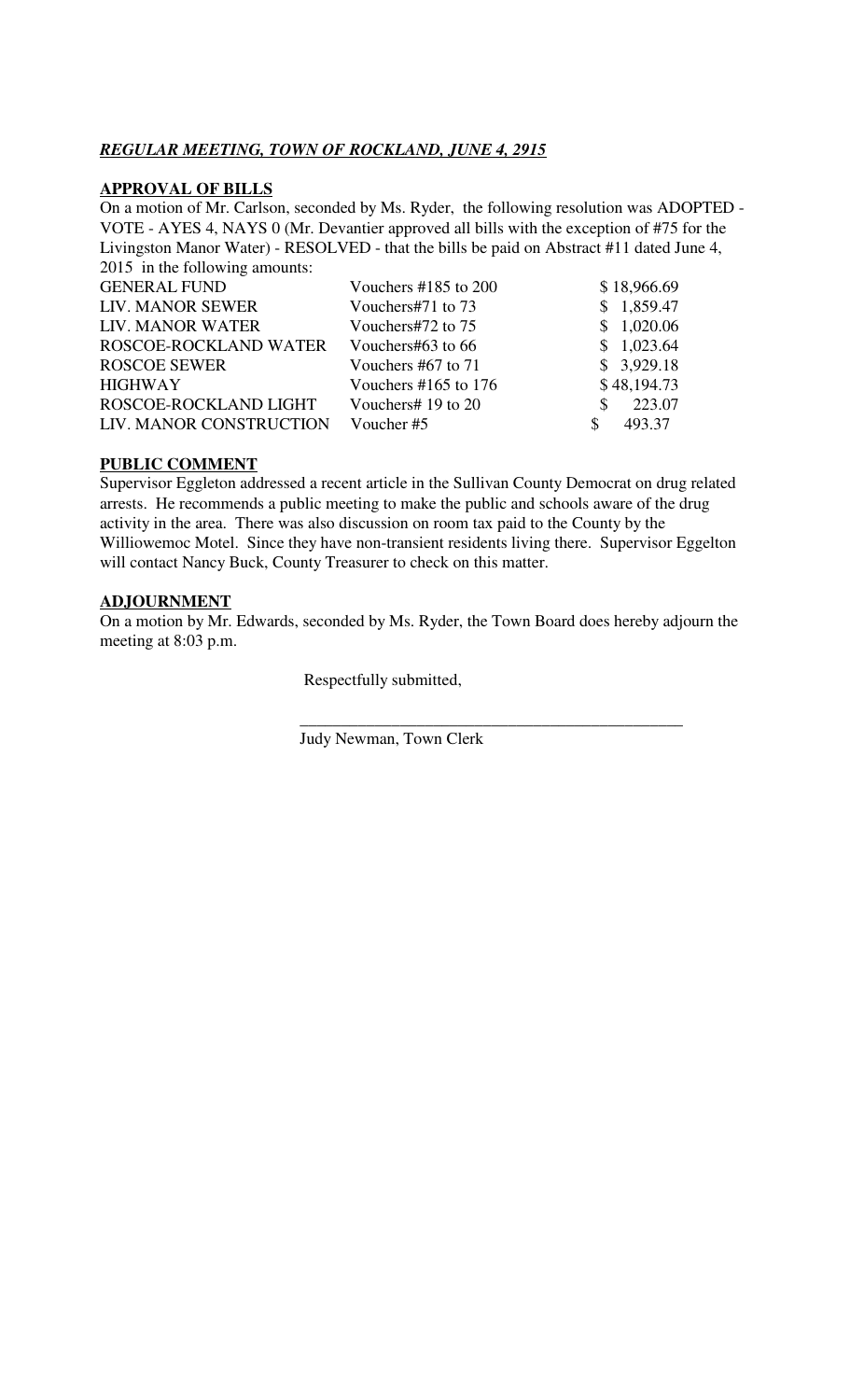***REGULAR MEETING, TOWN OF ROCKLAND, JUNE 4, 2915***

**APPROVAL OF BILLS**

On a motion of Mr. Carlson, seconded by Ms. Ryder, the following resolution was ADOPTED - VOTE - AYES 4, NAYS 0 (Mr. Devantier approved all bills with the exception of #75 for the Livingston Manor Water) - RESOLVED - that the bills be paid on Abstract #11 dated June 4, 2015 in the following amounts:

| | | |
|---|---|---|
| GENERAL FUND | Vouchers #185 to 200 | $ 18,966.69 |
| LIV. MANOR SEWER | Vouchers#71 to 73 | $ 1,859.47 |
| LIV. MANOR WATER | Vouchers#72 to 75 | $ 1,020.06 |
| ROSCOE-ROCKLAND WATER | Vouchers#63 to 66 | $ 1,023.64 |
| ROSCOE SEWER | Vouchers #67 to 71 | $ 3,929.18 |
| HIGHWAY | Vouchers #165 to 176 | $ 48,194.73 |
| ROSCOE-ROCKLAND LIGHT | Vouchers# 19 to 20 | $ 223.07 |
| LIV. MANOR CONSTRUCTION | Voucher #5 | $ 493.37 |

**PUBLIC COMMENT**

Supervisor Eggleton addressed a recent article in the Sullivan County Democrat on drug related arrests. He recommends a public meeting to make the public and schools aware of the drug activity in the area. There was also discussion on room tax paid to the County by the Williowemoc Motel. Since they have non-transient residents living there. Supervisor Eggelton will contact Nancy Buck, County Treasurer to check on this matter.

**ADJOURNMENT**

On a motion by Mr. Edwards, seconded by Ms. Ryder, the Town Board does hereby adjourn the meeting at 8:03 p.m.

Respectfully submitted,

\_\_\_\_\_\_\_\_\_\_\_\_\_\_\_\_\_\_\_\_\_\_\_\_\_\_\_\_\_\_\_\_\_\_\_\_\_\_\_\_\_\_\_\_

Judy Newman, Town Clerk